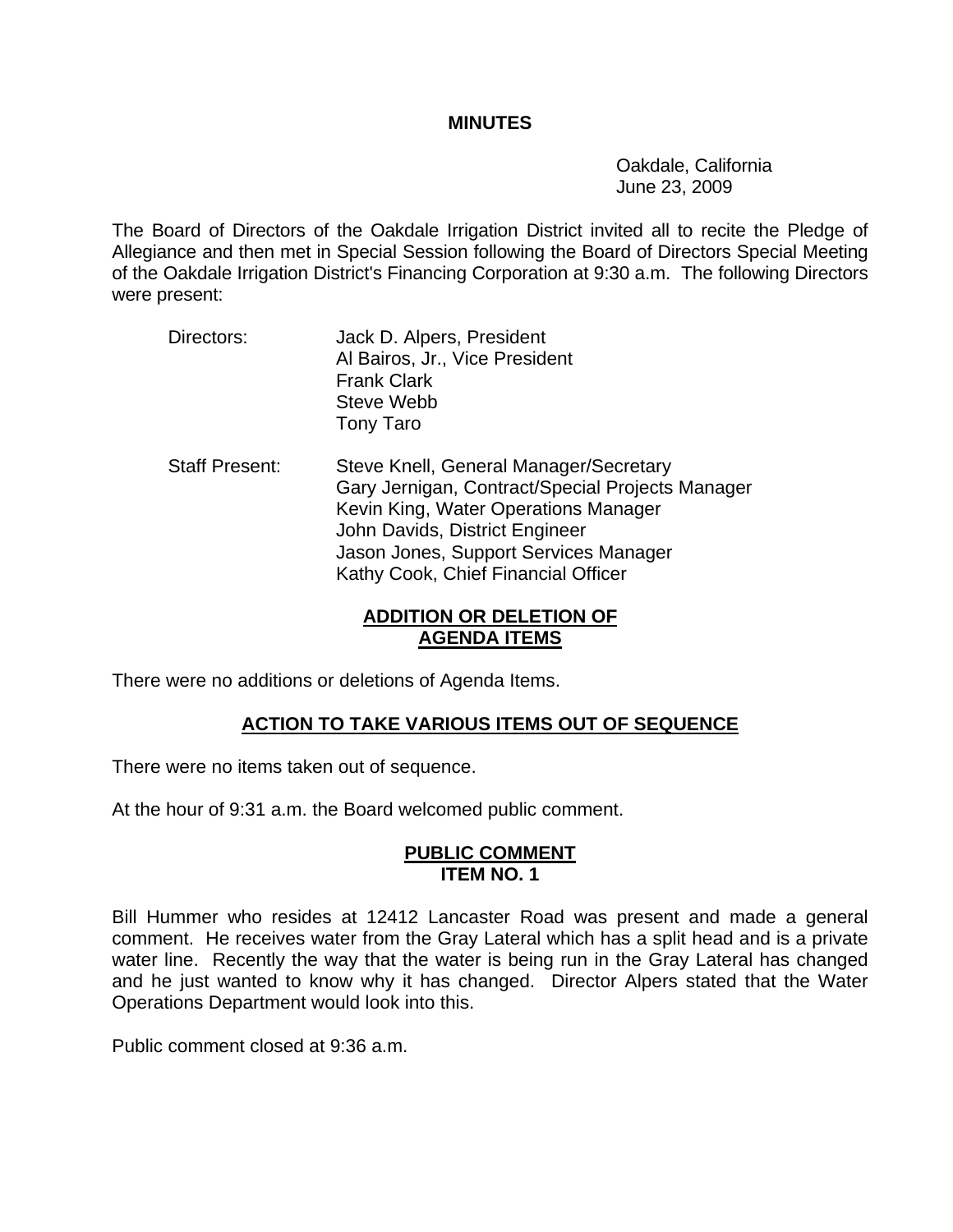# MINUTES

Oakdale, California
June 23, 2009

The Board of Directors of the Oakdale Irrigation District invited all to recite the Pledge of Allegiance and then met in Special Session following the Board of Directors Special Meeting of the Oakdale Irrigation District's Financing Corporation at 9:30 a.m. The following Directors were present:

Directors:
- Jack D. Alpers, President
- Al Bairos, Jr., Vice President
- Frank Clark
- Steve Webb
- Tony Taro

Staff Present:
- Steve Knell, General Manager/Secretary
- Gary Jernigan, Contract/Special Projects Manager
- Kevin King, Water Operations Manager
- John Davids, District Engineer
- Jason Jones, Support Services Manager
- Kathy Cook, Chief Financial Officer

## ADDITION OR DELETION OF AGENDA ITEMS

There were no additions or deletions of Agenda Items.

## ACTION TO TAKE VARIOUS ITEMS OUT OF SEQUENCE

There were no items taken out of sequence.

At the hour of 9:31 a.m. the Board welcomed public comment.

## PUBLIC COMMENT ITEM NO. 1

Bill Hummer who resides at 12412 Lancaster Road was present and made a general comment. He receives water from the Gray Lateral which has a split head and is a private water line. Recently the way that the water is being run in the Gray Lateral has changed and he just wanted to know why it has changed. Director Alpers stated that the Water Operations Department would look into this.

Public comment closed at 9:36 a.m.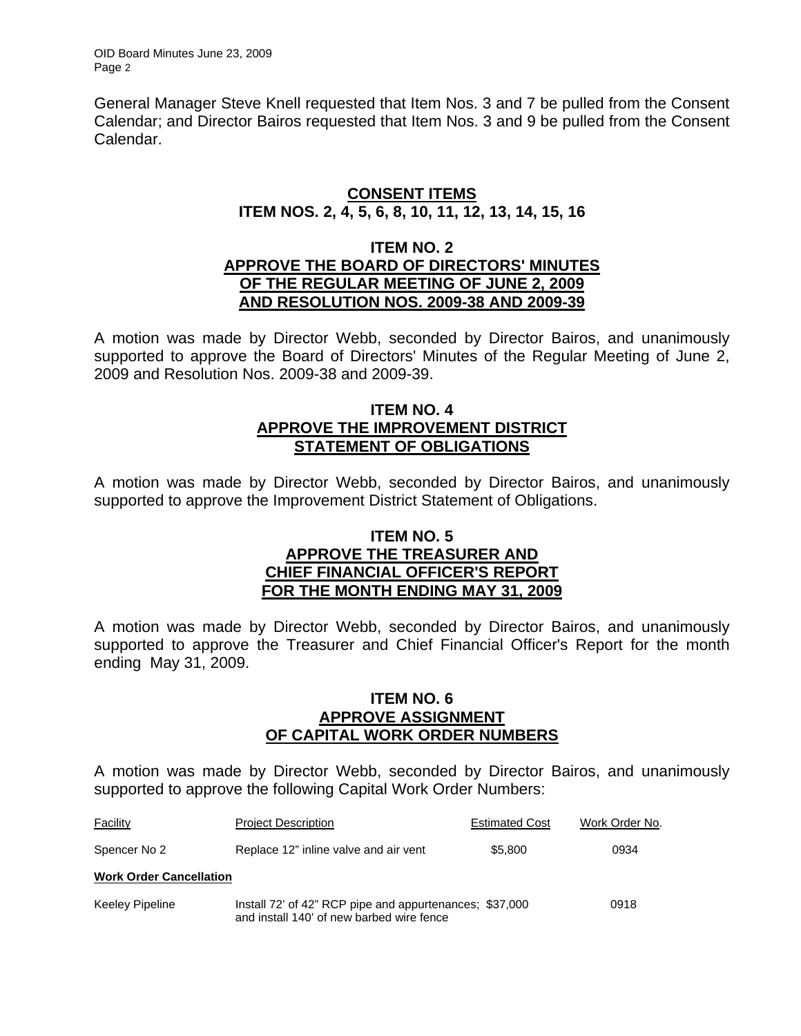General Manager Steve Knell requested that Item Nos. 3 and 7 be pulled from the Consent Calendar; and Director Bairos requested that Item Nos. 3 and 9 be pulled from the Consent Calendar.

## CONSENT ITEMS
## ITEM NOS. 2, 4, 5, 6, 8, 10, 11, 12, 13, 14, 15, 16

### ITEM NO. 2
### APPROVE THE BOARD OF DIRECTORS' MINUTES OF THE REGULAR MEETING OF JUNE 2, 2009 AND RESOLUTION NOS. 2009-38 AND 2009-39

A motion was made by Director Webb, seconded by Director Bairos, and unanimously supported to approve the Board of Directors' Minutes of the Regular Meeting of June 2, 2009 and Resolution Nos. 2009-38 and 2009-39.

### ITEM NO. 4
### APPROVE THE IMPROVEMENT DISTRICT STATEMENT OF OBLIGATIONS

A motion was made by Director Webb, seconded by Director Bairos, and unanimously supported to approve the Improvement District Statement of Obligations.

### ITEM NO. 5
### APPROVE THE TREASURER AND CHIEF FINANCIAL OFFICER'S REPORT FOR THE MONTH ENDING MAY 31, 2009

A motion was made by Director Webb, seconded by Director Bairos, and unanimously supported to approve the Treasurer and Chief Financial Officer's Report for the month ending May 31, 2009.

### ITEM NO. 6
### APPROVE ASSIGNMENT OF CAPITAL WORK ORDER NUMBERS

A motion was made by Director Webb, seconded by Director Bairos, and unanimously supported to approve the following Capital Work Order Numbers:

| Facility | Project Description | Estimated Cost | Work Order No. |
|---|---|---|---|
| Spencer No 2 | Replace 12" inline valve and air vent | $5,800 | 0934 |
| **Work Order Cancellation** | | | |
| Keeley Pipeline | Install 72' of 42" RCP pipe and appurtenances; and install 140' of new barbed wire fence | $37,000 | 0918 |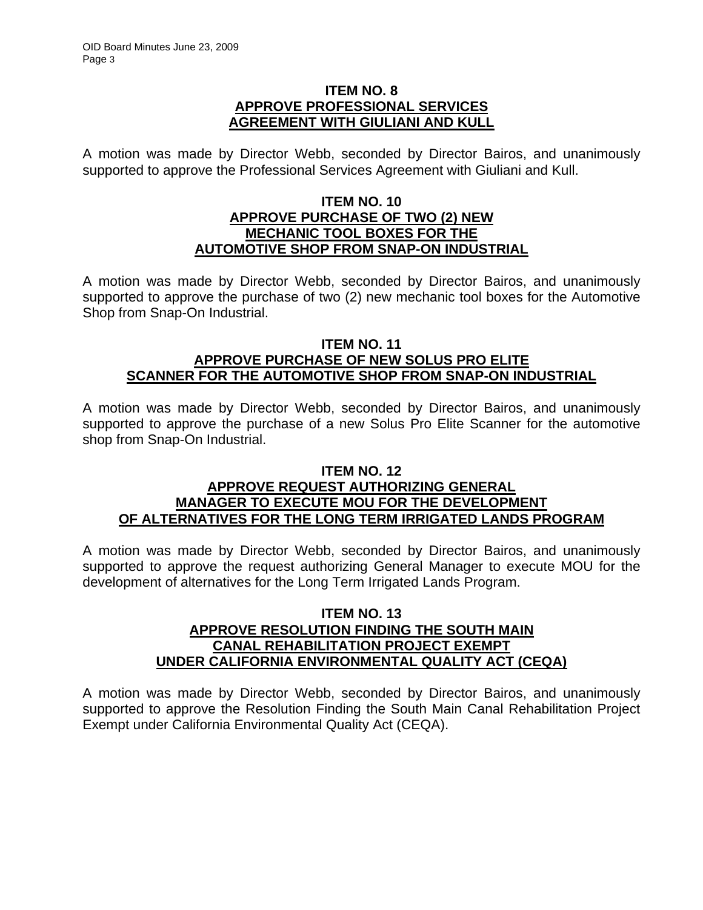**ITEM NO. 8**
**APPROVE PROFESSIONAL SERVICES AGREEMENT WITH GIULIANI AND KULL**

A motion was made by Director Webb, seconded by Director Bairos, and unanimously supported to approve the Professional Services Agreement with Giuliani and Kull.

**ITEM NO. 10**
**APPROVE PURCHASE OF TWO (2) NEW MECHANIC TOOL BOXES FOR THE AUTOMOTIVE SHOP FROM SNAP-ON INDUSTRIAL**

A motion was made by Director Webb, seconded by Director Bairos, and unanimously supported to approve the purchase of two (2) new mechanic tool boxes for the Automotive Shop from Snap-On Industrial.

**ITEM NO. 11**
**APPROVE PURCHASE OF NEW SOLUS PRO ELITE SCANNER FOR THE AUTOMOTIVE SHOP FROM SNAP-ON INDUSTRIAL**

A motion was made by Director Webb, seconded by Director Bairos, and unanimously supported to approve the purchase of a new Solus Pro Elite Scanner for the automotive shop from Snap-On Industrial.

**ITEM NO. 12**
**APPROVE REQUEST AUTHORIZING GENERAL MANAGER TO EXECUTE MOU FOR THE DEVELOPMENT OF ALTERNATIVES FOR THE LONG TERM IRRIGATED LANDS PROGRAM**

A motion was made by Director Webb, seconded by Director Bairos, and unanimously supported to approve the request authorizing General Manager to execute MOU for the development of alternatives for the Long Term Irrigated Lands Program.

**ITEM NO. 13**
**APPROVE RESOLUTION FINDING THE SOUTH MAIN CANAL REHABILITATION PROJECT EXEMPT UNDER CALIFORNIA ENVIRONMENTAL QUALITY ACT (CEQA)**

A motion was made by Director Webb, seconded by Director Bairos, and unanimously supported to approve the Resolution Finding the South Main Canal Rehabilitation Project Exempt under California Environmental Quality Act (CEQA).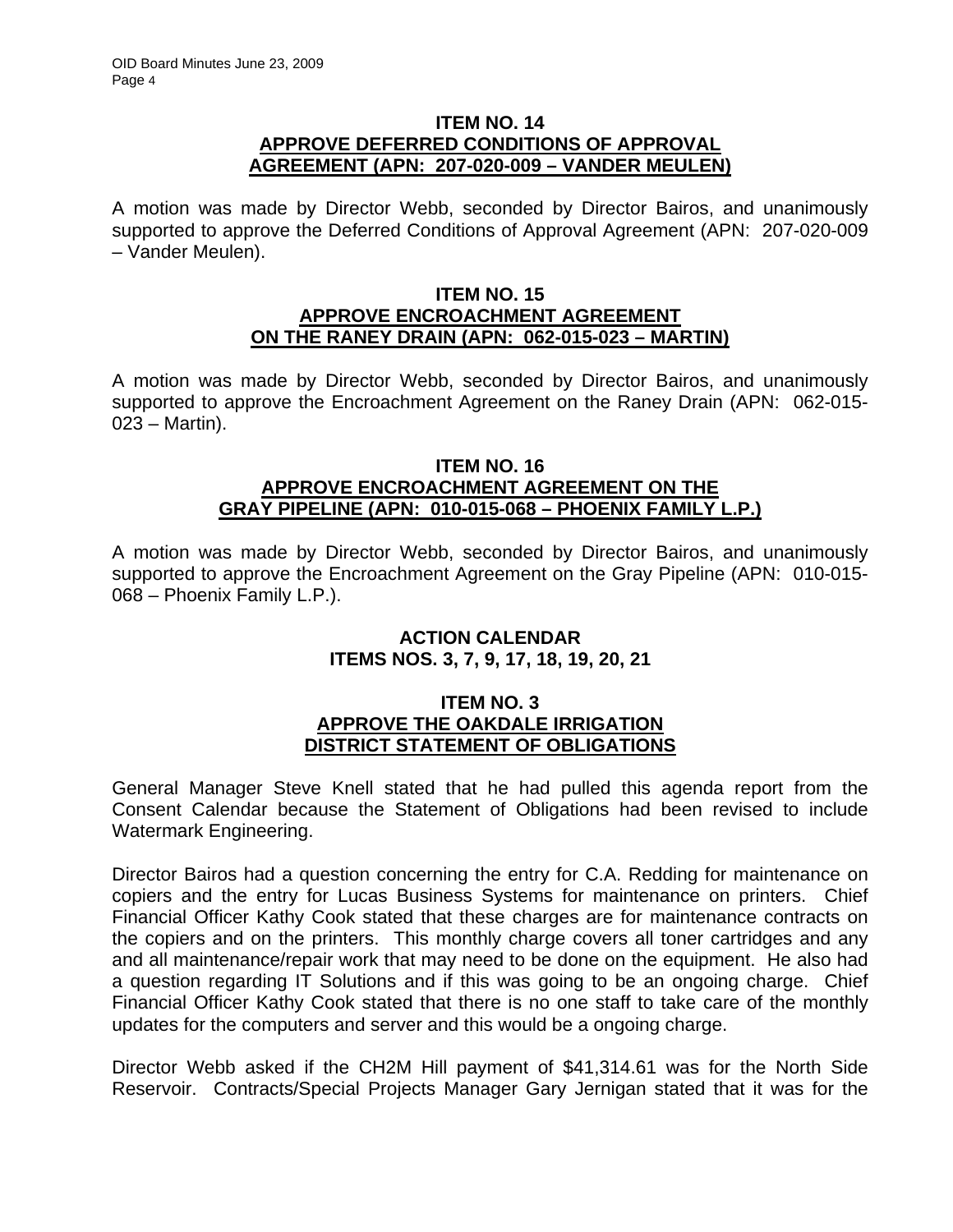**ITEM NO. 14**
**APPROVE DEFERRED CONDITIONS OF APPROVAL AGREEMENT (APN: 207-020-009 – VANDER MEULEN)**

A motion was made by Director Webb, seconded by Director Bairos, and unanimously supported to approve the Deferred Conditions of Approval Agreement (APN: 207-020-009 – Vander Meulen).

**ITEM NO. 15**
**APPROVE ENCROACHMENT AGREEMENT ON THE RANEY DRAIN (APN: 062-015-023 – MARTIN)**

A motion was made by Director Webb, seconded by Director Bairos, and unanimously supported to approve the Encroachment Agreement on the Raney Drain (APN: 062-015-023 – Martin).

**ITEM NO. 16**
**APPROVE ENCROACHMENT AGREEMENT ON THE GRAY PIPELINE (APN: 010-015-068 – PHOENIX FAMILY L.P.)**

A motion was made by Director Webb, seconded by Director Bairos, and unanimously supported to approve the Encroachment Agreement on the Gray Pipeline (APN: 010-015-068 – Phoenix Family L.P.).

**ACTION CALENDAR**
**ITEMS NOS. 3, 7, 9, 17, 18, 19, 20, 21**

**ITEM NO. 3**
**APPROVE THE OAKDALE IRRIGATION DISTRICT STATEMENT OF OBLIGATIONS**

General Manager Steve Knell stated that he had pulled this agenda report from the Consent Calendar because the Statement of Obligations had been revised to include Watermark Engineering.

Director Bairos had a question concerning the entry for C.A. Redding for maintenance on copiers and the entry for Lucas Business Systems for maintenance on printers. Chief Financial Officer Kathy Cook stated that these charges are for maintenance contracts on the copiers and on the printers. This monthly charge covers all toner cartridges and any and all maintenance/repair work that may need to be done on the equipment. He also had a question regarding IT Solutions and if this was going to be an ongoing charge. Chief Financial Officer Kathy Cook stated that there is no one staff to take care of the monthly updates for the computers and server and this would be a ongoing charge.

Director Webb asked if the CH2M Hill payment of $41,314.61 was for the North Side Reservoir. Contracts/Special Projects Manager Gary Jernigan stated that it was for the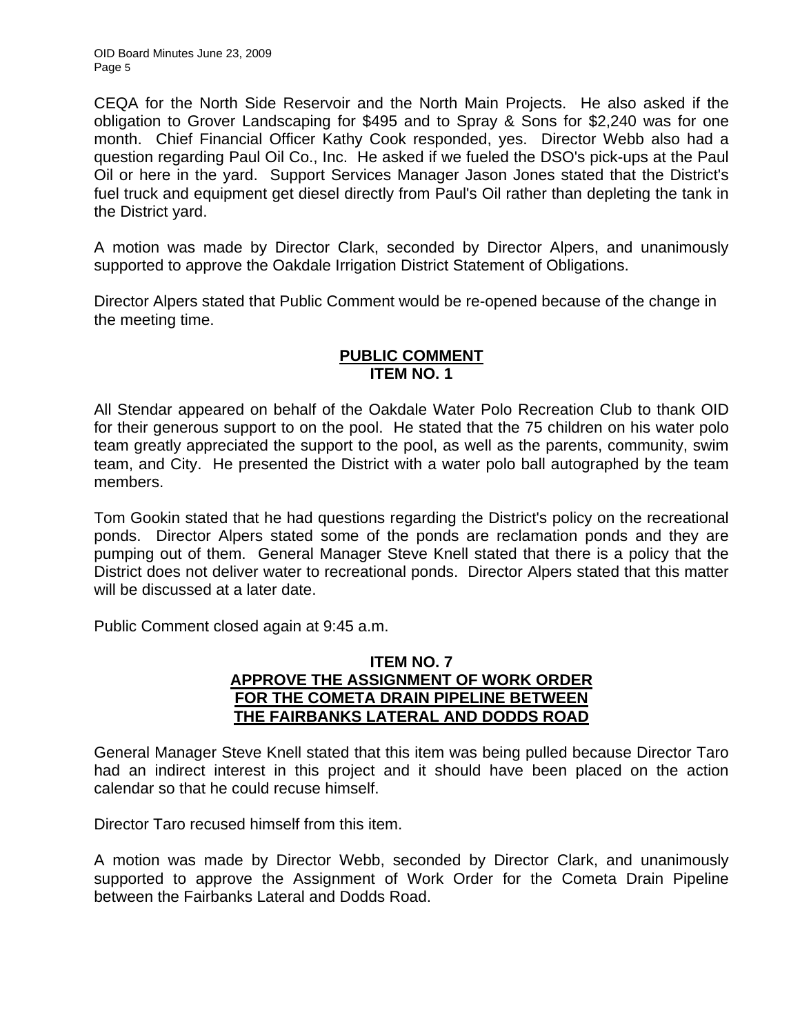CEQA for the North Side Reservoir and the North Main Projects. He also asked if the obligation to Grover Landscaping for $495 and to Spray & Sons for $2,240 was for one month. Chief Financial Officer Kathy Cook responded, yes. Director Webb also had a question regarding Paul Oil Co., Inc. He asked if we fueled the DSO's pick-ups at the Paul Oil or here in the yard. Support Services Manager Jason Jones stated that the District's fuel truck and equipment get diesel directly from Paul's Oil rather than depleting the tank in the District yard.

A motion was made by Director Clark, seconded by Director Alpers, and unanimously supported to approve the Oakdale Irrigation District Statement of Obligations.

Director Alpers stated that Public Comment would be re-opened because of the change in the meeting time.

**PUBLIC COMMENT**
**ITEM NO. 1**

All Stendar appeared on behalf of the Oakdale Water Polo Recreation Club to thank OID for their generous support to on the pool. He stated that the 75 children on his water polo team greatly appreciated the support to the pool, as well as the parents, community, swim team, and City. He presented the District with a water polo ball autographed by the team members.

Tom Gookin stated that he had questions regarding the District's policy on the recreational ponds. Director Alpers stated some of the ponds are reclamation ponds and they are pumping out of them. General Manager Steve Knell stated that there is a policy that the District does not deliver water to recreational ponds. Director Alpers stated that this matter will be discussed at a later date.

Public Comment closed again at 9:45 a.m.

**ITEM NO. 7**
**APPROVE THE ASSIGNMENT OF WORK ORDER FOR THE COMETA DRAIN PIPELINE BETWEEN THE FAIRBANKS LATERAL AND DODDS ROAD**

General Manager Steve Knell stated that this item was being pulled because Director Taro had an indirect interest in this project and it should have been placed on the action calendar so that he could recuse himself.

Director Taro recused himself from this item.

A motion was made by Director Webb, seconded by Director Clark, and unanimously supported to approve the Assignment of Work Order for the Cometa Drain Pipeline between the Fairbanks Lateral and Dodds Road.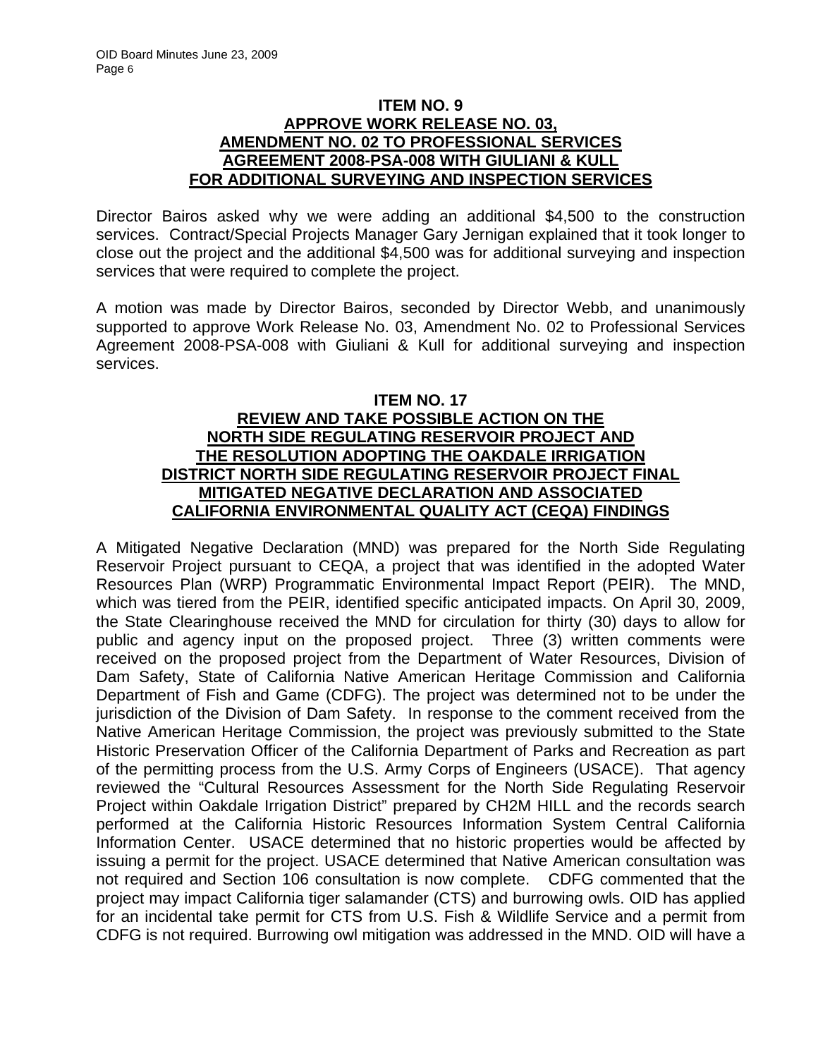## ITEM NO. 9
## APPROVE WORK RELEASE NO. 03, AMENDMENT NO. 02 TO PROFESSIONAL SERVICES AGREEMENT 2008-PSA-008 WITH GIULIANI & KULL FOR ADDITIONAL SURVEYING AND INSPECTION SERVICES

Director Bairos asked why we were adding an additional $4,500 to the construction services. Contract/Special Projects Manager Gary Jernigan explained that it took longer to close out the project and the additional $4,500 was for additional surveying and inspection services that were required to complete the project.

A motion was made by Director Bairos, seconded by Director Webb, and unanimously supported to approve Work Release No. 03, Amendment No. 02 to Professional Services Agreement 2008-PSA-008 with Giuliani & Kull for additional surveying and inspection services.

## ITEM NO. 17
## REVIEW AND TAKE POSSIBLE ACTION ON THE NORTH SIDE REGULATING RESERVOIR PROJECT AND THE RESOLUTION ADOPTING THE OAKDALE IRRIGATION DISTRICT NORTH SIDE REGULATING RESERVOIR PROJECT FINAL MITIGATED NEGATIVE DECLARATION AND ASSOCIATED CALIFORNIA ENVIRONMENTAL QUALITY ACT (CEQA) FINDINGS

A Mitigated Negative Declaration (MND) was prepared for the North Side Regulating Reservoir Project pursuant to CEQA, a project that was identified in the adopted Water Resources Plan (WRP) Programmatic Environmental Impact Report (PEIR). The MND, which was tiered from the PEIR, identified specific anticipated impacts. On April 30, 2009, the State Clearinghouse received the MND for circulation for thirty (30) days to allow for public and agency input on the proposed project. Three (3) written comments were received on the proposed project from the Department of Water Resources, Division of Dam Safety, State of California Native American Heritage Commission and California Department of Fish and Game (CDFG). The project was determined not to be under the jurisdiction of the Division of Dam Safety. In response to the comment received from the Native American Heritage Commission, the project was previously submitted to the State Historic Preservation Officer of the California Department of Parks and Recreation as part of the permitting process from the U.S. Army Corps of Engineers (USACE). That agency reviewed the "Cultural Resources Assessment for the North Side Regulating Reservoir Project within Oakdale Irrigation District" prepared by CH2M HILL and the records search performed at the California Historic Resources Information System Central California Information Center. USACE determined that no historic properties would be affected by issuing a permit for the project. USACE determined that Native American consultation was not required and Section 106 consultation is now complete. CDFG commented that the project may impact California tiger salamander (CTS) and burrowing owls. OID has applied for an incidental take permit for CTS from U.S. Fish & Wildlife Service and a permit from CDFG is not required. Burrowing owl mitigation was addressed in the MND. OID will have a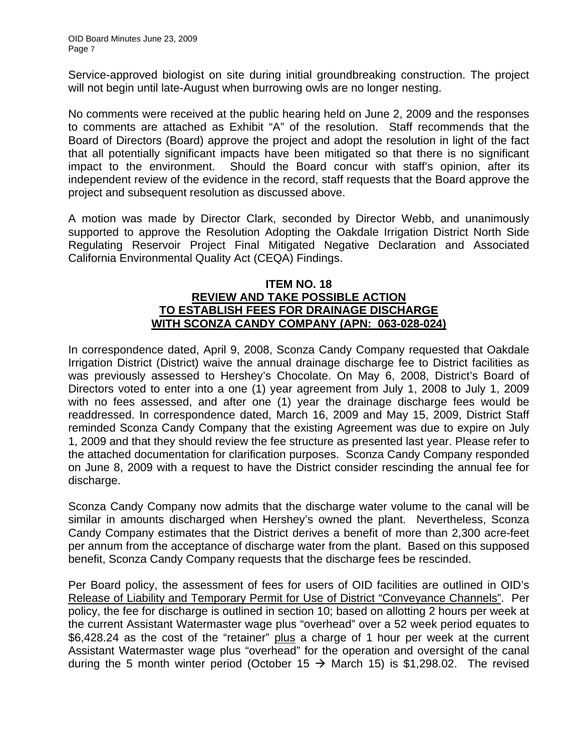Service-approved biologist on site during initial groundbreaking construction. The project will not begin until late-August when burrowing owls are no longer nesting.

No comments were received at the public hearing held on June 2, 2009 and the responses to comments are attached as Exhibit "A" of the resolution. Staff recommends that the Board of Directors (Board) approve the project and adopt the resolution in light of the fact that all potentially significant impacts have been mitigated so that there is no significant impact to the environment. Should the Board concur with staff's opinion, after its independent review of the evidence in the record, staff requests that the Board approve the project and subsequent resolution as discussed above.

A motion was made by Director Clark, seconded by Director Webb, and unanimously supported to approve the Resolution Adopting the Oakdale Irrigation District North Side Regulating Reservoir Project Final Mitigated Negative Declaration and Associated California Environmental Quality Act (CEQA) Findings.

**ITEM NO. 18**
**REVIEW AND TAKE POSSIBLE ACTION TO ESTABLISH FEES FOR DRAINAGE DISCHARGE WITH SCONZA CANDY COMPANY (APN: 063-028-024)**

In correspondence dated, April 9, 2008, Sconza Candy Company requested that Oakdale Irrigation District (District) waive the annual drainage discharge fee to District facilities as was previously assessed to Hershey's Chocolate. On May 6, 2008, District's Board of Directors voted to enter into a one (1) year agreement from July 1, 2008 to July 1, 2009 with no fees assessed, and after one (1) year the drainage discharge fees would be readdressed. In correspondence dated, March 16, 2009 and May 15, 2009, District Staff reminded Sconza Candy Company that the existing Agreement was due to expire on July 1, 2009 and that they should review the fee structure as presented last year. Please refer to the attached documentation for clarification purposes. Sconza Candy Company responded on June 8, 2009 with a request to have the District consider rescinding the annual fee for discharge.

Sconza Candy Company now admits that the discharge water volume to the canal will be similar in amounts discharged when Hershey's owned the plant. Nevertheless, Sconza Candy Company estimates that the District derives a benefit of more than 2,300 acre-feet per annum from the acceptance of discharge water from the plant. Based on this supposed benefit, Sconza Candy Company requests that the discharge fees be rescinded.

Per Board policy, the assessment of fees for users of OID facilities are outlined in OID's Release of Liability and Temporary Permit for Use of District "Conveyance Channels". Per policy, the fee for discharge is outlined in section 10; based on allotting 2 hours per week at the current Assistant Watermaster wage plus "overhead" over a 52 week period equates to \$6,428.24 as the cost of the "retainer" plus a charge of 1 hour per week at the current Assistant Watermaster wage plus "overhead" for the operation and oversight of the canal during the 5 month winter period (October 15 → March 15) is \$1,298.02. The revised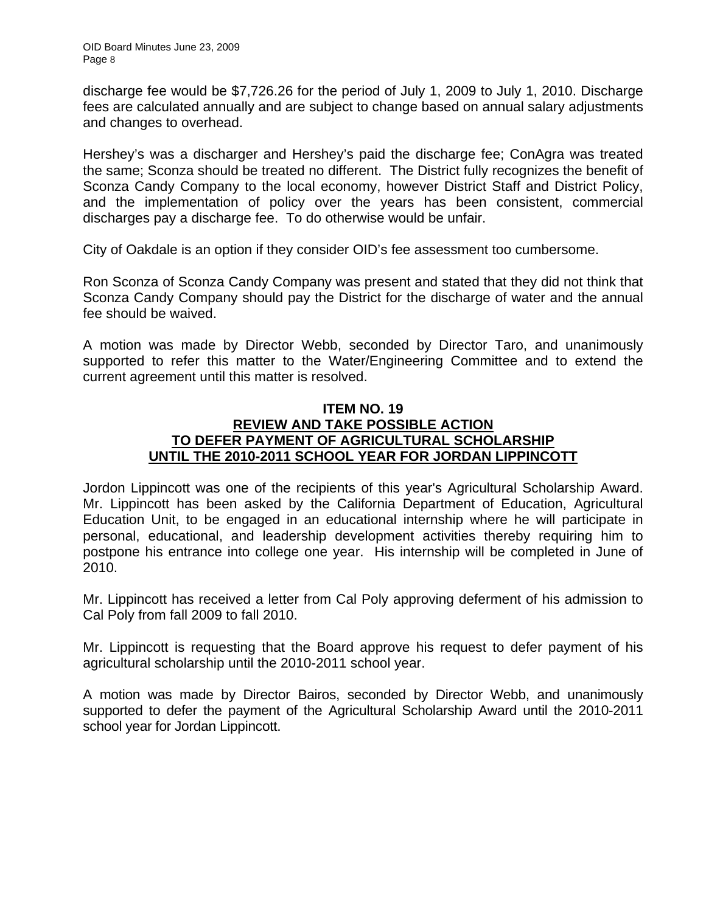discharge fee would be $7,726.26 for the period of July 1, 2009 to July 1, 2010. Discharge fees are calculated annually and are subject to change based on annual salary adjustments and changes to overhead.

Hershey's was a discharger and Hershey's paid the discharge fee; ConAgra was treated the same; Sconza should be treated no different. The District fully recognizes the benefit of Sconza Candy Company to the local economy, however District Staff and District Policy, and the implementation of policy over the years has been consistent, commercial discharges pay a discharge fee. To do otherwise would be unfair.

City of Oakdale is an option if they consider OID's fee assessment too cumbersome.

Ron Sconza of Sconza Candy Company was present and stated that they did not think that Sconza Candy Company should pay the District for the discharge of water and the annual fee should be waived.

A motion was made by Director Webb, seconded by Director Taro, and unanimously supported to refer this matter to the Water/Engineering Committee and to extend the current agreement until this matter is resolved.

## ITEM NO. 19
## REVIEW AND TAKE POSSIBLE ACTION TO DEFER PAYMENT OF AGRICULTURAL SCHOLARSHIP UNTIL THE 2010-2011 SCHOOL YEAR FOR JORDAN LIPPINCOTT

Jordon Lippincott was one of the recipients of this year's Agricultural Scholarship Award. Mr. Lippincott has been asked by the California Department of Education, Agricultural Education Unit, to be engaged in an educational internship where he will participate in personal, educational, and leadership development activities thereby requiring him to postpone his entrance into college one year. His internship will be completed in June of 2010.

Mr. Lippincott has received a letter from Cal Poly approving deferment of his admission to Cal Poly from fall 2009 to fall 2010.

Mr. Lippincott is requesting that the Board approve his request to defer payment of his agricultural scholarship until the 2010-2011 school year.

A motion was made by Director Bairos, seconded by Director Webb, and unanimously supported to defer the payment of the Agricultural Scholarship Award until the 2010-2011 school year for Jordan Lippincott.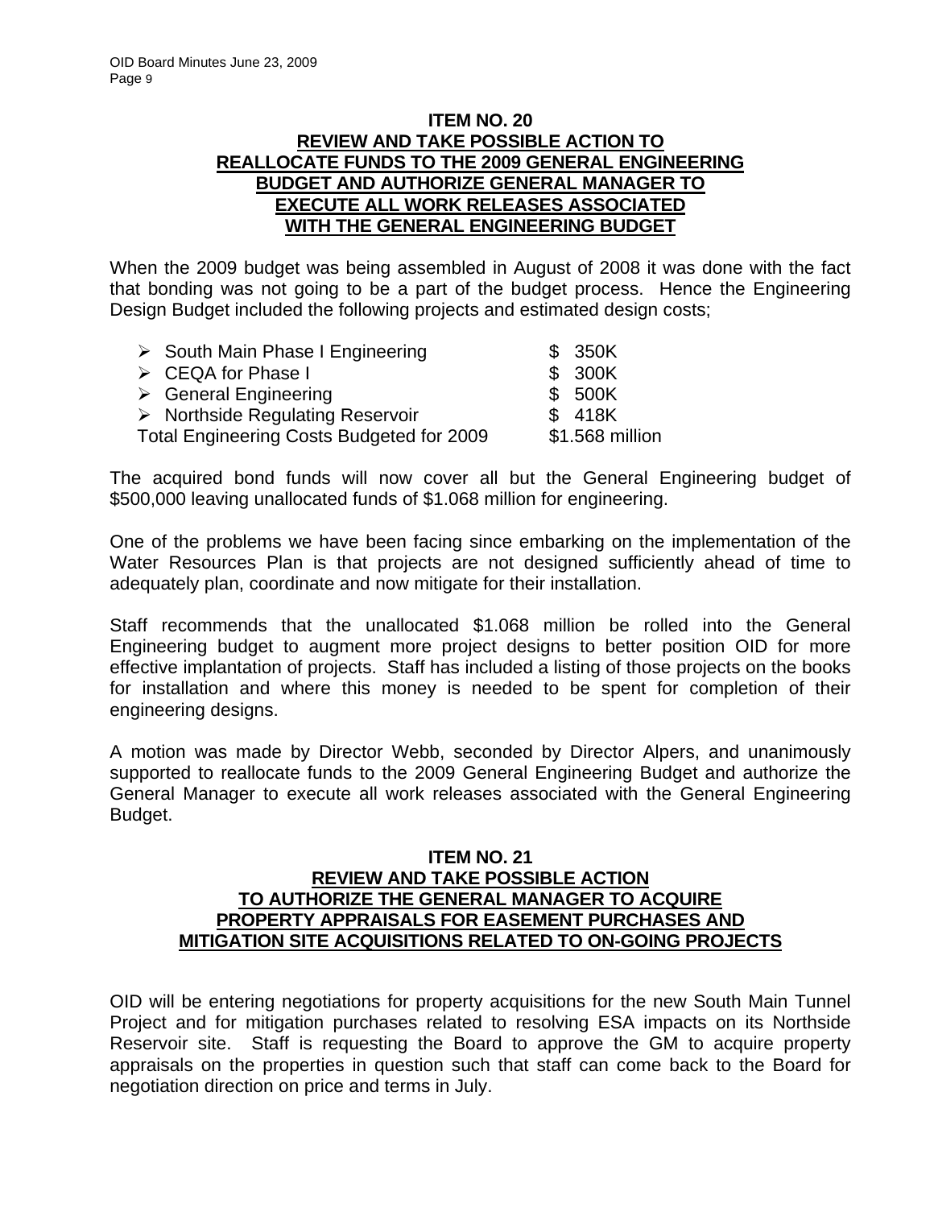## ITEM NO. 20
## REVIEW AND TAKE POSSIBLE ACTION TO REALLOCATE FUNDS TO THE 2009 GENERAL ENGINEERING BUDGET AND AUTHORIZE GENERAL MANAGER TO EXECUTE ALL WORK RELEASES ASSOCIATED WITH THE GENERAL ENGINEERING BUDGET

When the 2009 budget was being assembled in August of 2008 it was done with the fact that bonding was not going to be a part of the budget process. Hence the Engineering Design Budget included the following projects and estimated design costs;

| | |
|---|---|
| ➢ South Main Phase I Engineering | $ 350K |
| ➢ CEQA for Phase I | $ 300K |
| ➢ General Engineering | $ 500K |
| ➢ Northside Regulating Reservoir | $ 418K |
| Total Engineering Costs Budgeted for 2009 | $1.568 million |

The acquired bond funds will now cover all but the General Engineering budget of $500,000 leaving unallocated funds of $1.068 million for engineering.

One of the problems we have been facing since embarking on the implementation of the Water Resources Plan is that projects are not designed sufficiently ahead of time to adequately plan, coordinate and now mitigate for their installation.

Staff recommends that the unallocated $1.068 million be rolled into the General Engineering budget to augment more project designs to better position OID for more effective implantation of projects. Staff has included a listing of those projects on the books for installation and where this money is needed to be spent for completion of their engineering designs.

A motion was made by Director Webb, seconded by Director Alpers, and unanimously supported to reallocate funds to the 2009 General Engineering Budget and authorize the General Manager to execute all work releases associated with the General Engineering Budget.

## ITEM NO. 21
## REVIEW AND TAKE POSSIBLE ACTION TO AUTHORIZE THE GENERAL MANAGER TO ACQUIRE PROPERTY APPRAISALS FOR EASEMENT PURCHASES AND MITIGATION SITE ACQUISITIONS RELATED TO ON-GOING PROJECTS

OID will be entering negotiations for property acquisitions for the new South Main Tunnel Project and for mitigation purchases related to resolving ESA impacts on its Northside Reservoir site. Staff is requesting the Board to approve the GM to acquire property appraisals on the properties in question such that staff can come back to the Board for negotiation direction on price and terms in July.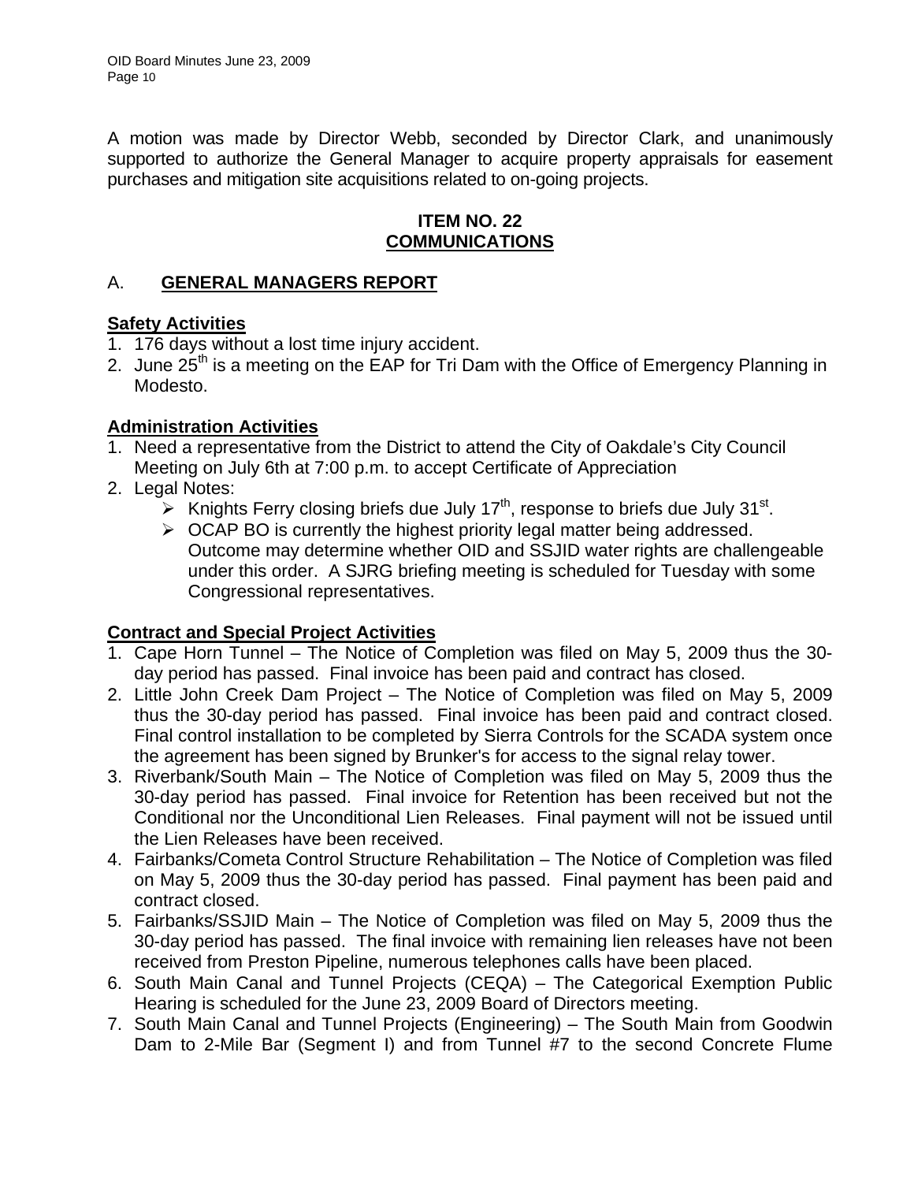A motion was made by Director Webb, seconded by Director Clark, and unanimously supported to authorize the General Manager to acquire property appraisals for easement purchases and mitigation site acquisitions related to on-going projects.

**ITEM NO. 22**
**COMMUNICATIONS**

## A. GENERAL MANAGERS REPORT

**Safety Activities**

1. 176 days without a lost time injury accident.
2. June 25th is a meeting on the EAP for Tri Dam with the Office of Emergency Planning in Modesto.

**Administration Activities**

1. Need a representative from the District to attend the City of Oakdale's City Council Meeting on July 6th at 7:00 p.m. to accept Certificate of Appreciation
2. Legal Notes:
   - Knights Ferry closing briefs due July 17th, response to briefs due July 31st.
   - OCAP BO is currently the highest priority legal matter being addressed. Outcome may determine whether OID and SSJID water rights are challengeable under this order. A SJRG briefing meeting is scheduled for Tuesday with some Congressional representatives.

**Contract and Special Project Activities**

1. Cape Horn Tunnel – The Notice of Completion was filed on May 5, 2009 thus the 30-day period has passed. Final invoice has been paid and contract has closed.
2. Little John Creek Dam Project – The Notice of Completion was filed on May 5, 2009 thus the 30-day period has passed. Final invoice has been paid and contract closed. Final control installation to be completed by Sierra Controls for the SCADA system once the agreement has been signed by Brunker's for access to the signal relay tower.
3. Riverbank/South Main – The Notice of Completion was filed on May 5, 2009 thus the 30-day period has passed. Final invoice for Retention has been received but not the Conditional nor the Unconditional Lien Releases. Final payment will not be issued until the Lien Releases have been received.
4. Fairbanks/Cometa Control Structure Rehabilitation – The Notice of Completion was filed on May 5, 2009 thus the 30-day period has passed. Final payment has been paid and contract closed.
5. Fairbanks/SSJID Main – The Notice of Completion was filed on May 5, 2009 thus the 30-day period has passed. The final invoice with remaining lien releases have not been received from Preston Pipeline, numerous telephones calls have been placed.
6. South Main Canal and Tunnel Projects (CEQA) – The Categorical Exemption Public Hearing is scheduled for the June 23, 2009 Board of Directors meeting.
7. South Main Canal and Tunnel Projects (Engineering) – The South Main from Goodwin Dam to 2-Mile Bar (Segment I) and from Tunnel #7 to the second Concrete Flume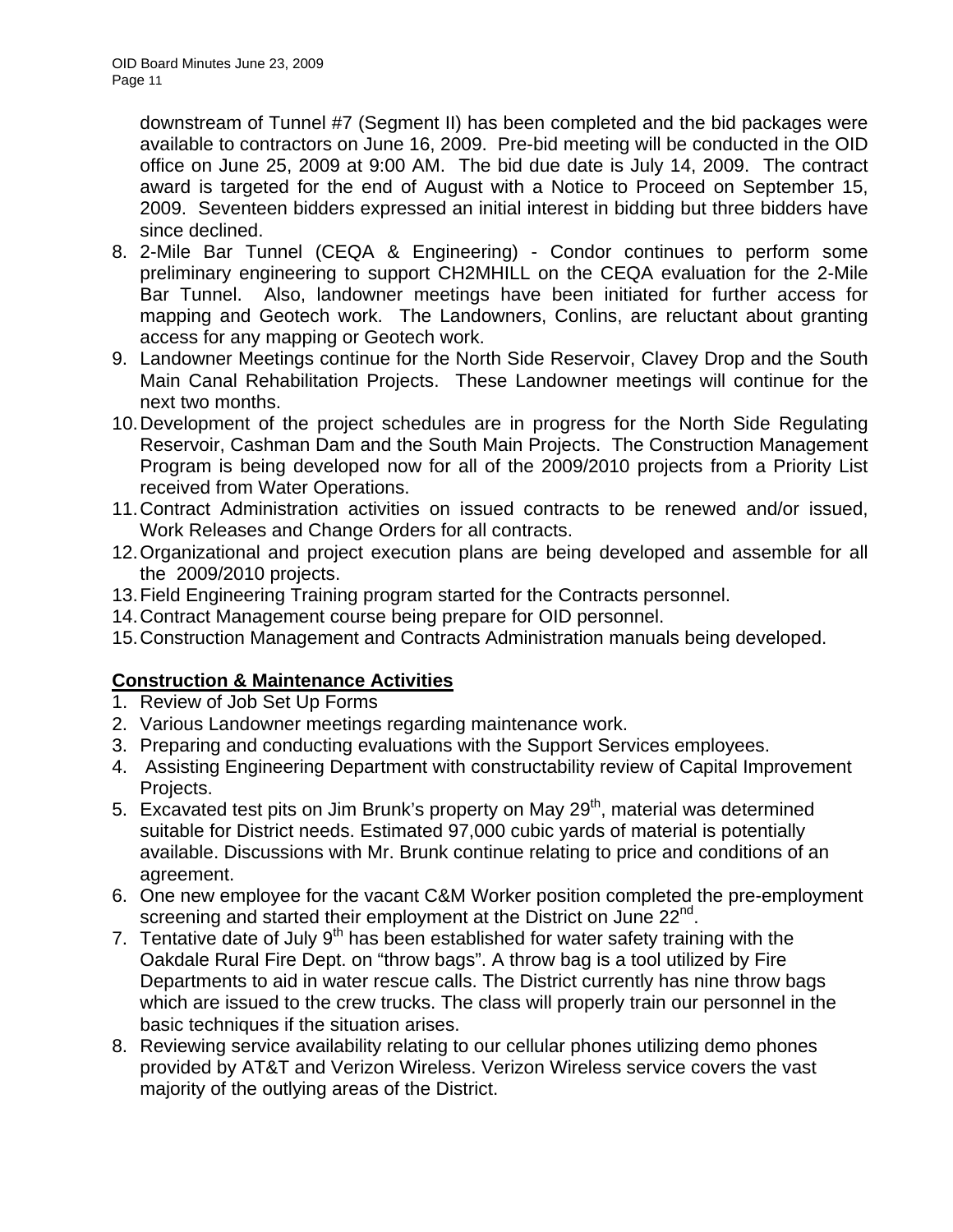downstream of Tunnel #7 (Segment II) has been completed and the bid packages were available to contractors on June 16, 2009. Pre-bid meeting will be conducted in the OID office on June 25, 2009 at 9:00 AM. The bid due date is July 14, 2009. The contract award is targeted for the end of August with a Notice to Proceed on September 15, 2009. Seventeen bidders expressed an initial interest in bidding but three bidders have since declined.

8. 2-Mile Bar Tunnel (CEQA & Engineering) - Condor continues to perform some preliminary engineering to support CH2MHILL on the CEQA evaluation for the 2-Mile Bar Tunnel. Also, landowner meetings have been initiated for further access for mapping and Geotech work. The Landowners, Conlins, are reluctant about granting access for any mapping or Geotech work.
9. Landowner Meetings continue for the North Side Reservoir, Clavey Drop and the South Main Canal Rehabilitation Projects. These Landowner meetings will continue for the next two months.
10. Development of the project schedules are in progress for the North Side Regulating Reservoir, Cashman Dam and the South Main Projects. The Construction Management Program is being developed now for all of the 2009/2010 projects from a Priority List received from Water Operations.
11. Contract Administration activities on issued contracts to be renewed and/or issued, Work Releases and Change Orders for all contracts.
12. Organizational and project execution plans are being developed and assemble for all the 2009/2010 projects.
13. Field Engineering Training program started for the Contracts personnel.
14. Contract Management course being prepare for OID personnel.
15. Construction Management and Contracts Administration manuals being developed.

**Construction & Maintenance Activities**

1. Review of Job Set Up Forms
2. Various Landowner meetings regarding maintenance work.
3. Preparing and conducting evaluations with the Support Services employees.
4. Assisting Engineering Department with constructability review of Capital Improvement Projects.
5. Excavated test pits on Jim Brunk's property on May 29th, material was determined suitable for District needs. Estimated 97,000 cubic yards of material is potentially available. Discussions with Mr. Brunk continue relating to price and conditions of an agreement.
6. One new employee for the vacant C&M Worker position completed the pre-employment screening and started their employment at the District on June 22nd.
7. Tentative date of July 9th has been established for water safety training with the Oakdale Rural Fire Dept. on "throw bags". A throw bag is a tool utilized by Fire Departments to aid in water rescue calls. The District currently has nine throw bags which are issued to the crew trucks. The class will properly train our personnel in the basic techniques if the situation arises.
8. Reviewing service availability relating to our cellular phones utilizing demo phones provided by AT&T and Verizon Wireless. Verizon Wireless service covers the vast majority of the outlying areas of the District.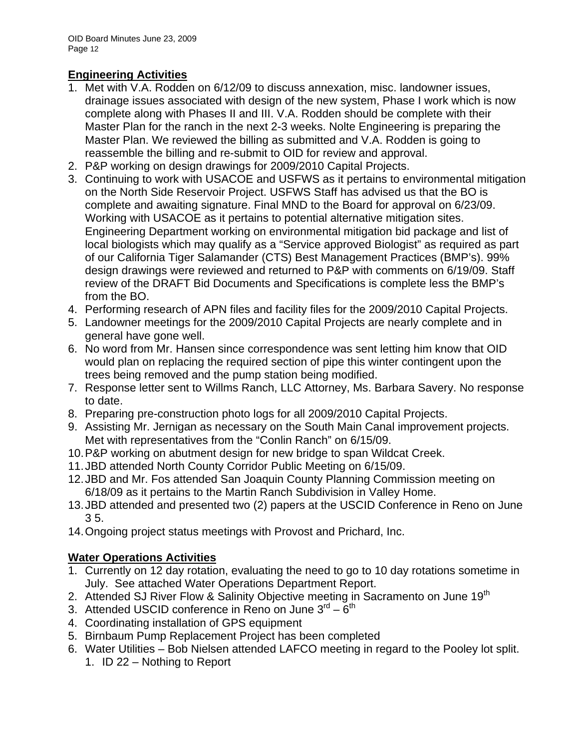## Engineering Activities

1. Met with V.A. Rodden on 6/12/09 to discuss annexation, misc. landowner issues, drainage issues associated with design of the new system, Phase I work which is now complete along with Phases II and III. V.A. Rodden should be complete with their Master Plan for the ranch in the next 2-3 weeks. Nolte Engineering is preparing the Master Plan. We reviewed the billing as submitted and V.A. Rodden is going to reassemble the billing and re-submit to OID for review and approval.
2. P&P working on design drawings for 2009/2010 Capital Projects.
3. Continuing to work with USACOE and USFWS as it pertains to environmental mitigation on the North Side Reservoir Project. USFWS Staff has advised us that the BO is complete and awaiting signature. Final MND to the Board for approval on 6/23/09. Working with USACOE as it pertains to potential alternative mitigation sites. Engineering Department working on environmental mitigation bid package and list of local biologists which may qualify as a “Service approved Biologist” as required as part of our California Tiger Salamander (CTS) Best Management Practices (BMP’s). 99% design drawings were reviewed and returned to P&P with comments on 6/19/09. Staff review of the DRAFT Bid Documents and Specifications is complete less the BMP’s from the BO.
4. Performing research of APN files and facility files for the 2009/2010 Capital Projects.
5. Landowner meetings for the 2009/2010 Capital Projects are nearly complete and in general have gone well.
6. No word from Mr. Hansen since correspondence was sent letting him know that OID would plan on replacing the required section of pipe this winter contingent upon the trees being removed and the pump station being modified.
7. Response letter sent to Willms Ranch, LLC Attorney, Ms. Barbara Savery. No response to date.
8. Preparing pre-construction photo logs for all 2009/2010 Capital Projects.
9. Assisting Mr. Jernigan as necessary on the South Main Canal improvement projects. Met with representatives from the “Conlin Ranch” on 6/15/09.
10. P&P working on abutment design for new bridge to span Wildcat Creek.
11. JBD attended North County Corridor Public Meeting on 6/15/09.
12. JBD and Mr. Fos attended San Joaquin County Planning Commission meeting on 6/18/09 as it pertains to the Martin Ranch Subdivision in Valley Home.
13. JBD attended and presented two (2) papers at the USCID Conference in Reno on June 3 5.
14. Ongoing project status meetings with Provost and Prichard, Inc.

## Water Operations Activities

1. Currently on 12 day rotation, evaluating the need to go to 10 day rotations sometime in July. See attached Water Operations Department Report.
2. Attended SJ River Flow & Salinity Objective meeting in Sacramento on June 19th
3. Attended USCID conference in Reno on June 3rd – 6th
4. Coordinating installation of GPS equipment
5. Birnbaum Pump Replacement Project has been completed
6. Water Utilities – Bob Nielsen attended LAFCO meeting in regard to the Pooley lot split.
   1. ID 22 – Nothing to Report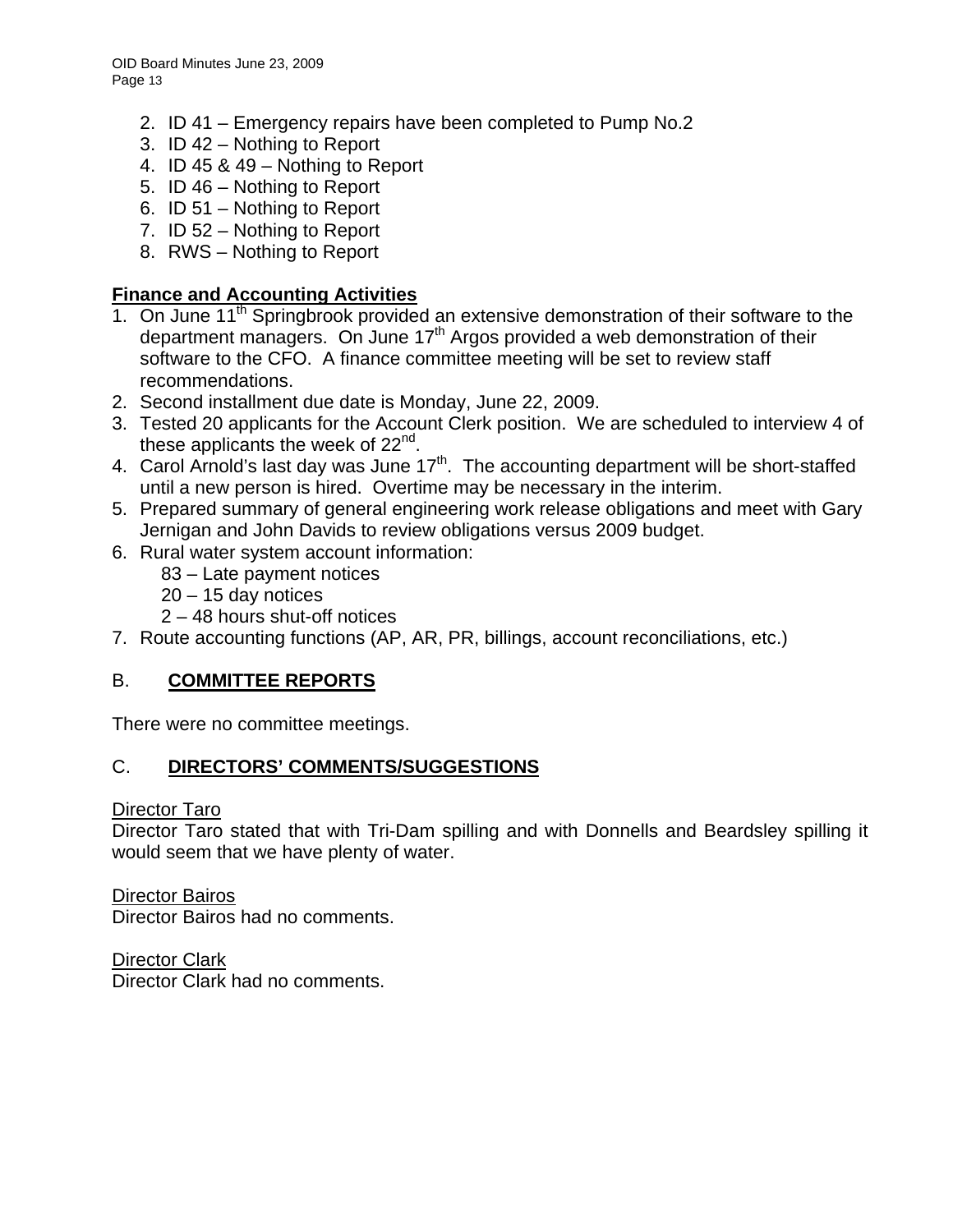2. ID 41 – Emergency repairs have been completed to Pump No.2
3. ID 42 – Nothing to Report
4. ID 45 & 49 – Nothing to Report
5. ID 46 – Nothing to Report
6. ID 51 – Nothing to Report
7. ID 52 – Nothing to Report
8. RWS – Nothing to Report

**Finance and Accounting Activities**

1. On June 11th Springbrook provided an extensive demonstration of their software to the department managers. On June 17th Argos provided a web demonstration of their software to the CFO. A finance committee meeting will be set to review staff recommendations.
2. Second installment due date is Monday, June 22, 2009.
3. Tested 20 applicants for the Account Clerk position. We are scheduled to interview 4 of these applicants the week of 22nd.
4. Carol Arnold's last day was June 17th. The accounting department will be short-staffed until a new person is hired. Overtime may be necessary in the interim.
5. Prepared summary of general engineering work release obligations and meet with Gary Jernigan and John Davids to review obligations versus 2009 budget.
6. Rural water system account information:
   - 83 – Late payment notices
   - 20 – 15 day notices
   - 2 – 48 hours shut-off notices
7. Route accounting functions (AP, AR, PR, billings, account reconciliations, etc.)

## B. COMMITTEE REPORTS

There were no committee meetings.

## C. DIRECTORS' COMMENTS/SUGGESTIONS

Director Taro

Director Taro stated that with Tri-Dam spilling and with Donnells and Beardsley spilling it would seem that we have plenty of water.

Director Bairos

Director Bairos had no comments.

Director Clark

Director Clark had no comments.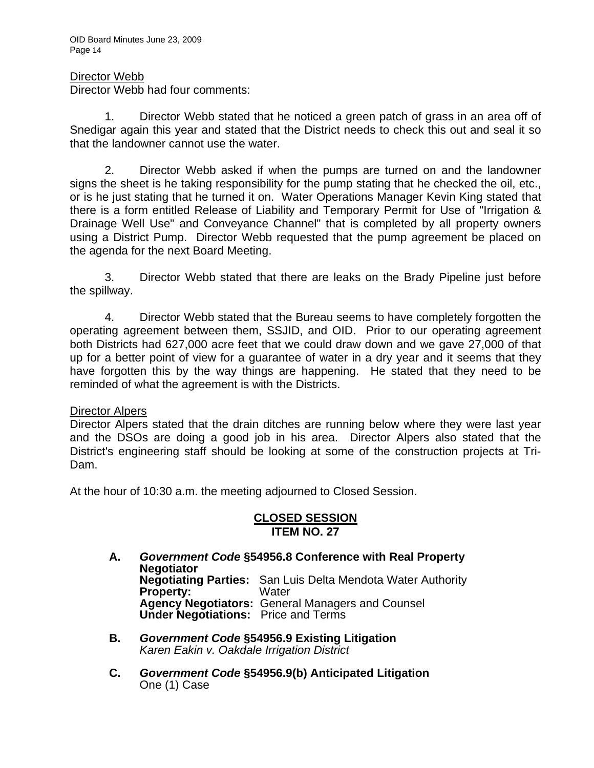Director Webb

Director Webb had four comments:

1. Director Webb stated that he noticed a green patch of grass in an area off of Snedigar again this year and stated that the District needs to check this out and seal it so that the landowner cannot use the water.

2. Director Webb asked if when the pumps are turned on and the landowner signs the sheet is he taking responsibility for the pump stating that he checked the oil, etc., or is he just stating that he turned it on. Water Operations Manager Kevin King stated that there is a form entitled Release of Liability and Temporary Permit for Use of "Irrigation & Drainage Well Use" and Conveyance Channel" that is completed by all property owners using a District Pump. Director Webb requested that the pump agreement be placed on the agenda for the next Board Meeting.

3. Director Webb stated that there are leaks on the Brady Pipeline just before the spillway.

4. Director Webb stated that the Bureau seems to have completely forgotten the operating agreement between them, SSJID, and OID. Prior to our operating agreement both Districts had 627,000 acre feet that we could draw down and we gave 27,000 of that up for a better point of view for a guarantee of water in a dry year and it seems that they have forgotten this by the way things are happening. He stated that they need to be reminded of what the agreement is with the Districts.

Director Alpers

Director Alpers stated that the drain ditches are running below where they were last year and the DSOs are doing a good job in his area. Director Alpers also stated that the District's engineering staff should be looking at some of the construction projects at Tri-Dam.

At the hour of 10:30 a.m. the meeting adjourned to Closed Session.

## CLOSED SESSION
## ITEM NO. 27

**A. *Government Code* §54956.8 Conference with Real Property Negotiator**
**Negotiating Parties:** San Luis Delta Mendota Water Authority
**Property:** Water
**Agency Negotiators:** General Managers and Counsel
**Under Negotiations:** Price and Terms

**B. *Government Code* §54956.9 Existing Litigation**
*Karen Eakin v. Oakdale Irrigation District*

**C. *Government Code* §54956.9(b) Anticipated Litigation**
One (1) Case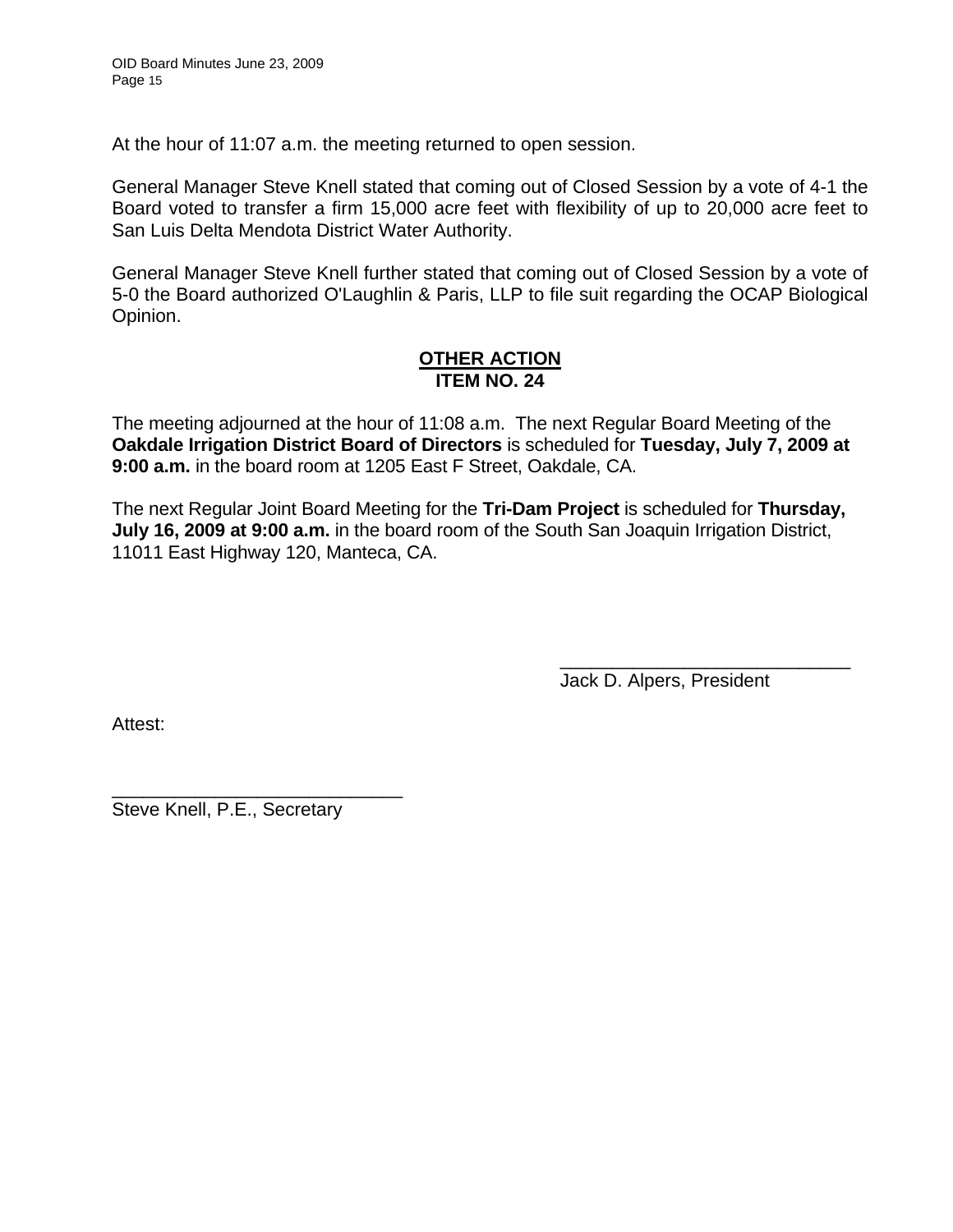At the hour of 11:07 a.m. the meeting returned to open session.

General Manager Steve Knell stated that coming out of Closed Session by a vote of 4-1 the Board voted to transfer a firm 15,000 acre feet with flexibility of up to 20,000 acre feet to San Luis Delta Mendota District Water Authority.

General Manager Steve Knell further stated that coming out of Closed Session by a vote of 5-0 the Board authorized O'Laughlin & Paris, LLP to file suit regarding the OCAP Biological Opinion.

**OTHER ACTION**
**ITEM NO. 24**

The meeting adjourned at the hour of 11:08 a.m. The next Regular Board Meeting of the **Oakdale Irrigation District Board of Directors** is scheduled for **Tuesday, July 7, 2009 at 9:00 a.m.** in the board room at 1205 East F Street, Oakdale, CA.

The next Regular Joint Board Meeting for the **Tri-Dam Project** is scheduled for **Thursday, July 16, 2009 at 9:00 a.m.** in the board room of the South San Joaquin Irrigation District, 11011 East Highway 120, Manteca, CA.

____________________________
Jack D. Alpers, President

Attest:

____________________________
Steve Knell, P.E., Secretary